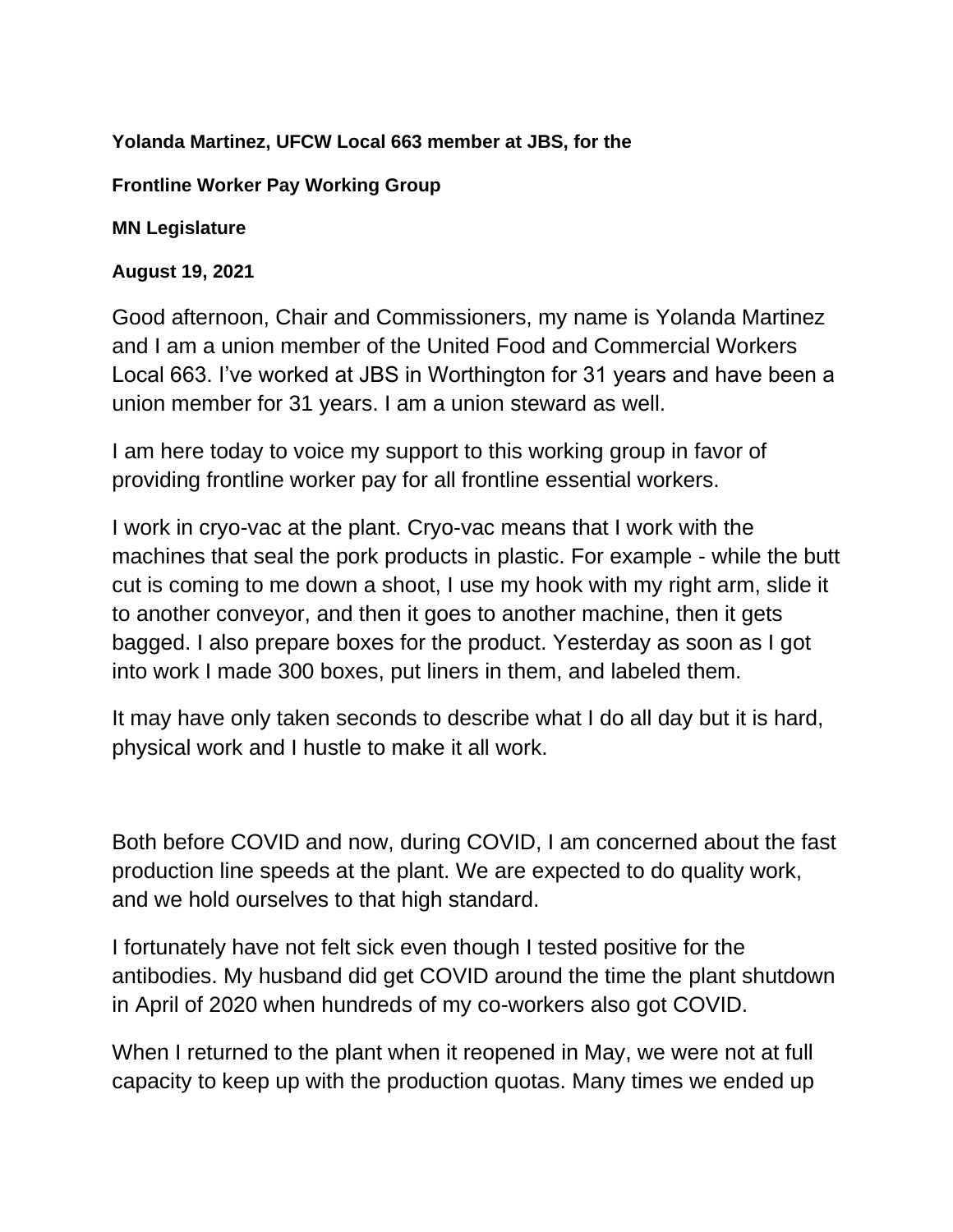**Yolanda Martinez, UFCW Local 663 member at JBS, for the**

**Frontline Worker Pay Working Group**

**MN Legislature**

**August 19, 2021**

Good afternoon, Chair and Commissioners, my name is Yolanda Martinez and I am a union member of the United Food and Commercial Workers Local 663. I've worked at JBS in Worthington for 31 years and have been a union member for 31 years. I am a union steward as well.

I am here today to voice my support to this working group in favor of providing frontline worker pay for all frontline essential workers.

I work in cryo-vac at the plant. Cryo-vac means that I work with the machines that seal the pork products in plastic. For example - while the butt cut is coming to me down a shoot, I use my hook with my right arm, slide it to another conveyor, and then it goes to another machine, then it gets bagged. I also prepare boxes for the product. Yesterday as soon as I got into work I made 300 boxes, put liners in them, and labeled them.

It may have only taken seconds to describe what I do all day but it is hard, physical work and I hustle to make it all work.

Both before COVID and now, during COVID, I am concerned about the fast production line speeds at the plant. We are expected to do quality work, and we hold ourselves to that high standard.

I fortunately have not felt sick even though I tested positive for the antibodies. My husband did get COVID around the time the plant shutdown in April of 2020 when hundreds of my co-workers also got COVID.

When I returned to the plant when it reopened in May, we were not at full capacity to keep up with the production quotas. Many times we ended up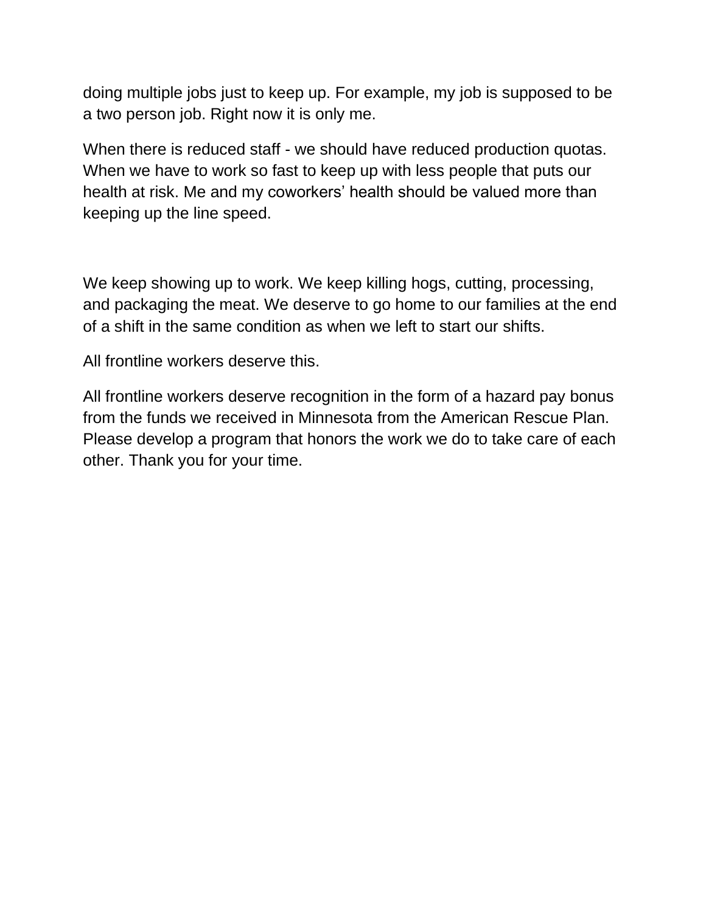doing multiple jobs just to keep up. For example, my job is supposed to be a two person job. Right now it is only me.

When there is reduced staff - we should have reduced production quotas. When we have to work so fast to keep up with less people that puts our health at risk. Me and my coworkers' health should be valued more than keeping up the line speed.

We keep showing up to work. We keep killing hogs, cutting, processing, and packaging the meat. We deserve to go home to our families at the end of a shift in the same condition as when we left to start our shifts.

All frontline workers deserve this.

All frontline workers deserve recognition in the form of a hazard pay bonus from the funds we received in Minnesota from the American Rescue Plan. Please develop a program that honors the work we do to take care of each other. Thank you for your time.